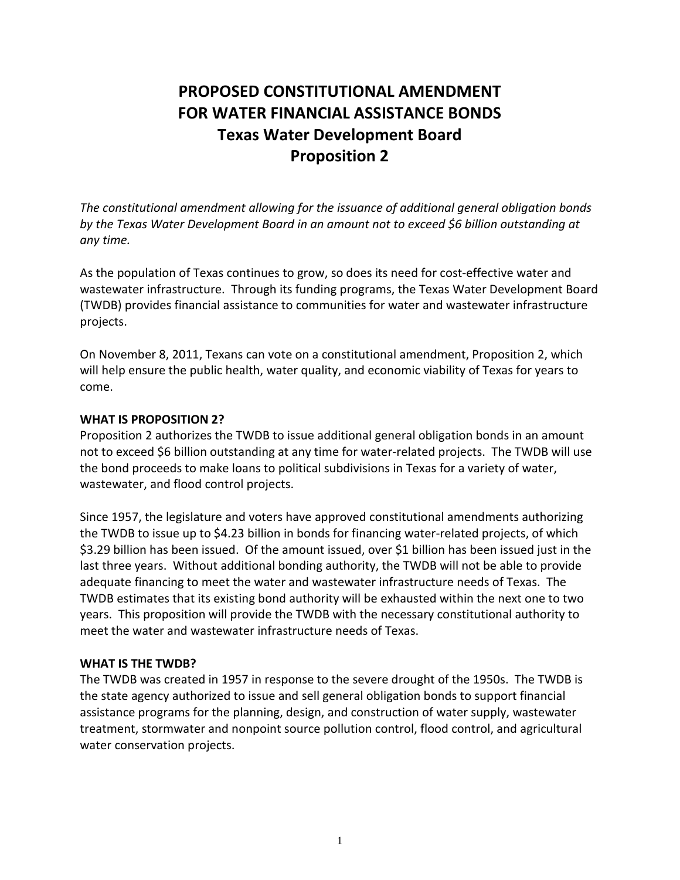# PROPOSED CONSTITUTIONAL AMENDMENT FOR WATER FINANCIAL ASSISTANCE BONDS
# Texas Water Development Board
# Proposition 2

*The constitutional amendment allowing for the issuance of additional general obligation bonds by the Texas Water Development Board in an amount not to exceed $6 billion outstanding at any time.*

As the population of Texas continues to grow, so does its need for cost-effective water and wastewater infrastructure. Through its funding programs, the Texas Water Development Board (TWDB) provides financial assistance to communities for water and wastewater infrastructure projects.

On November 8, 2011, Texans can vote on a constitutional amendment, Proposition 2, which will help ensure the public health, water quality, and economic viability of Texas for years to come.

**WHAT IS PROPOSITION 2?**

Proposition 2 authorizes the TWDB to issue additional general obligation bonds in an amount not to exceed $6 billion outstanding at any time for water-related projects. The TWDB will use the bond proceeds to make loans to political subdivisions in Texas for a variety of water, wastewater, and flood control projects.

Since 1957, the legislature and voters have approved constitutional amendments authorizing the TWDB to issue up to $4.23 billion in bonds for financing water-related projects, of which $3.29 billion has been issued. Of the amount issued, over $1 billion has been issued just in the last three years. Without additional bonding authority, the TWDB will not be able to provide adequate financing to meet the water and wastewater infrastructure needs of Texas. The TWDB estimates that its existing bond authority will be exhausted within the next one to two years. This proposition will provide the TWDB with the necessary constitutional authority to meet the water and wastewater infrastructure needs of Texas.

**WHAT IS THE TWDB?**

The TWDB was created in 1957 in response to the severe drought of the 1950s. The TWDB is the state agency authorized to issue and sell general obligation bonds to support financial assistance programs for the planning, design, and construction of water supply, wastewater treatment, stormwater and nonpoint source pollution control, flood control, and agricultural water conservation projects.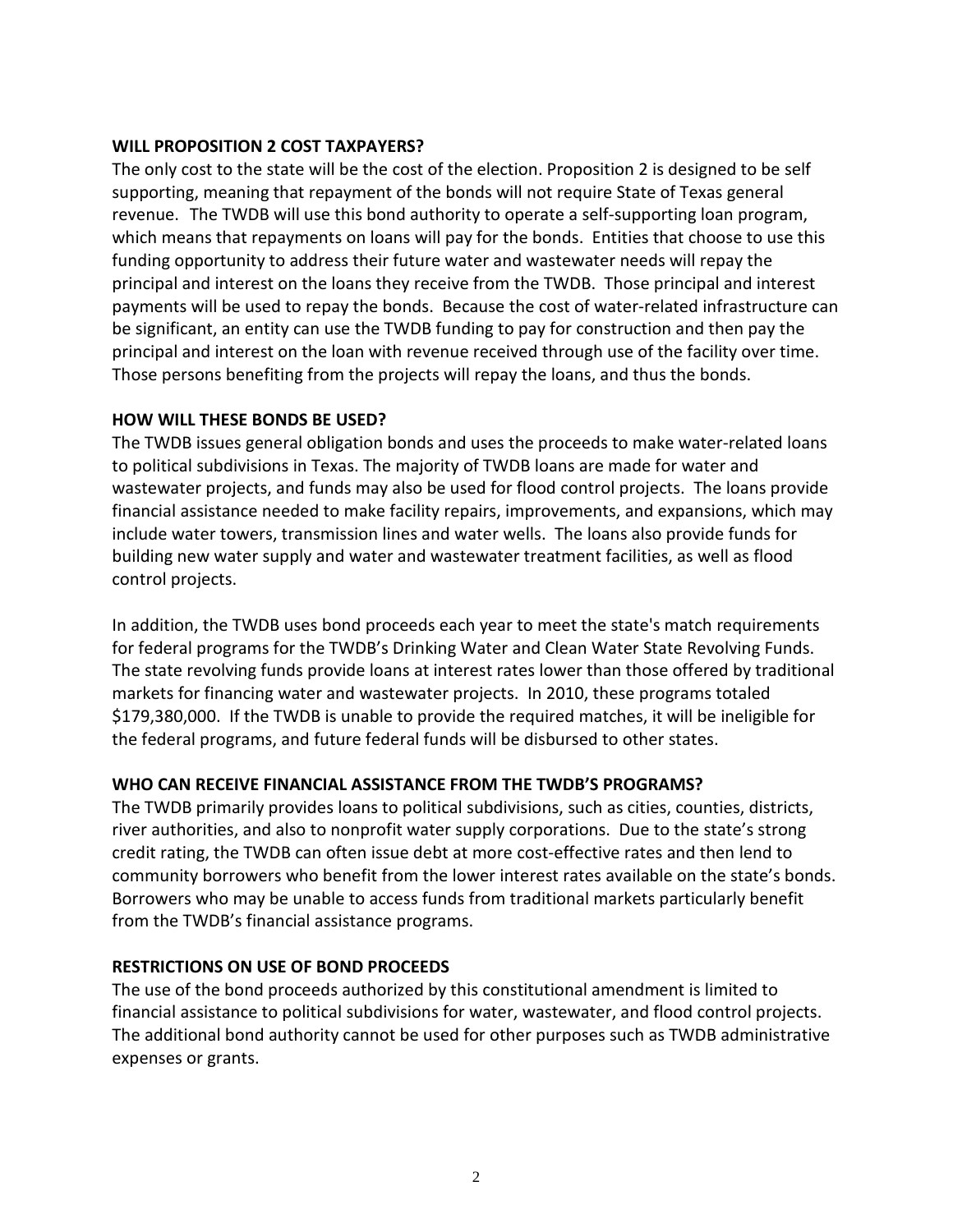## WILL PROPOSITION 2 COST TAXPAYERS?

The only cost to the state will be the cost of the election. Proposition 2 is designed to be self supporting, meaning that repayment of the bonds will not require State of Texas general revenue. The TWDB will use this bond authority to operate a self-supporting loan program, which means that repayments on loans will pay for the bonds. Entities that choose to use this funding opportunity to address their future water and wastewater needs will repay the principal and interest on the loans they receive from the TWDB. Those principal and interest payments will be used to repay the bonds. Because the cost of water-related infrastructure can be significant, an entity can use the TWDB funding to pay for construction and then pay the principal and interest on the loan with revenue received through use of the facility over time. Those persons benefiting from the projects will repay the loans, and thus the bonds.

## HOW WILL THESE BONDS BE USED?

The TWDB issues general obligation bonds and uses the proceeds to make water-related loans to political subdivisions in Texas. The majority of TWDB loans are made for water and wastewater projects, and funds may also be used for flood control projects. The loans provide financial assistance needed to make facility repairs, improvements, and expansions, which may include water towers, transmission lines and water wells. The loans also provide funds for building new water supply and water and wastewater treatment facilities, as well as flood control projects.

In addition, the TWDB uses bond proceeds each year to meet the state's match requirements for federal programs for the TWDB's Drinking Water and Clean Water State Revolving Funds. The state revolving funds provide loans at interest rates lower than those offered by traditional markets for financing water and wastewater projects. In 2010, these programs totaled $179,380,000. If the TWDB is unable to provide the required matches, it will be ineligible for the federal programs, and future federal funds will be disbursed to other states.

## WHO CAN RECEIVE FINANCIAL ASSISTANCE FROM THE TWDB'S PROGRAMS?

The TWDB primarily provides loans to political subdivisions, such as cities, counties, districts, river authorities, and also to nonprofit water supply corporations. Due to the state's strong credit rating, the TWDB can often issue debt at more cost-effective rates and then lend to community borrowers who benefit from the lower interest rates available on the state's bonds. Borrowers who may be unable to access funds from traditional markets particularly benefit from the TWDB's financial assistance programs.

## RESTRICTIONS ON USE OF BOND PROCEEDS

The use of the bond proceeds authorized by this constitutional amendment is limited to financial assistance to political subdivisions for water, wastewater, and flood control projects. The additional bond authority cannot be used for other purposes such as TWDB administrative expenses or grants.